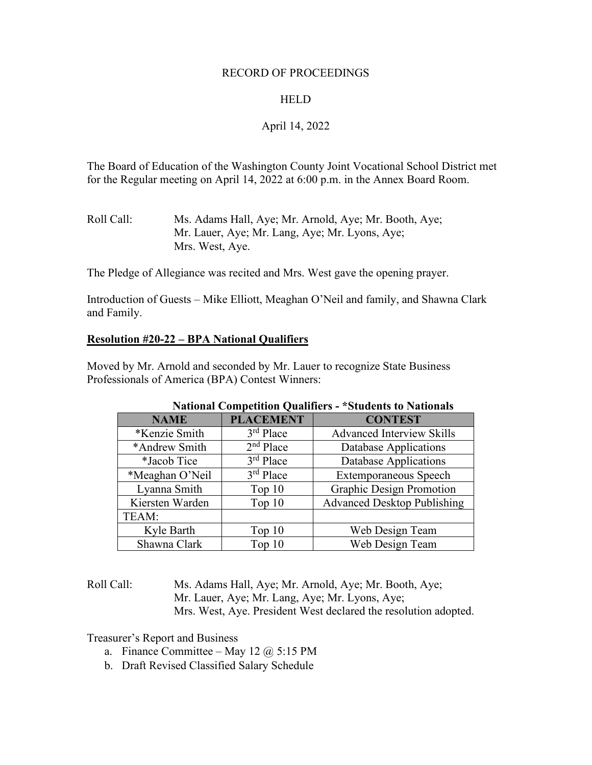RECORD OF PROCEEDINGS

HELD

April 14, 2022

The Board of Education of the Washington County Joint Vocational School District met for the Regular meeting on April 14, 2022 at 6:00 p.m. in the Annex Board Room.

Roll Call: Ms. Adams Hall, Aye; Mr. Arnold, Aye; Mr. Booth, Aye; Mr. Lauer, Aye; Mr. Lang, Aye; Mr. Lyons, Aye; Mrs. West, Aye.

The Pledge of Allegiance was recited and Mrs. West gave the opening prayer.

Introduction of Guests – Mike Elliott, Meaghan O'Neil and family, and Shawna Clark and Family.

**Resolution #20-22 – BPA National Qualifiers**

Moved by Mr. Arnold and seconded by Mr. Lauer to recognize State Business Professionals of America (BPA) Contest Winners:

**National Competition Qualifiers - *Students to Nationals**

| NAME | PLACEMENT | CONTEST |
|---|---|---|
| *Kenzie Smith | 3rd Place | Advanced Interview Skills |
| *Andrew Smith | 2nd Place | Database Applications |
| *Jacob Tice | 3rd Place | Database Applications |
| *Meaghan O'Neil | 3rd Place | Extemporaneous Speech |
| Lyanna Smith | Top 10 | Graphic Design Promotion |
| Kiersten Warden | Top 10 | Advanced Desktop Publishing |
| TEAM: | | |
| Kyle Barth | Top 10 | Web Design Team |
| Shawna Clark | Top 10 | Web Design Team |

Roll Call: Ms. Adams Hall, Aye; Mr. Arnold, Aye; Mr. Booth, Aye; Mr. Lauer, Aye; Mr. Lang, Aye; Mr. Lyons, Aye; Mrs. West, Aye. President West declared the resolution adopted.

Treasurer's Report and Business

a. Finance Committee – May 12 @ 5:15 PM
b. Draft Revised Classified Salary Schedule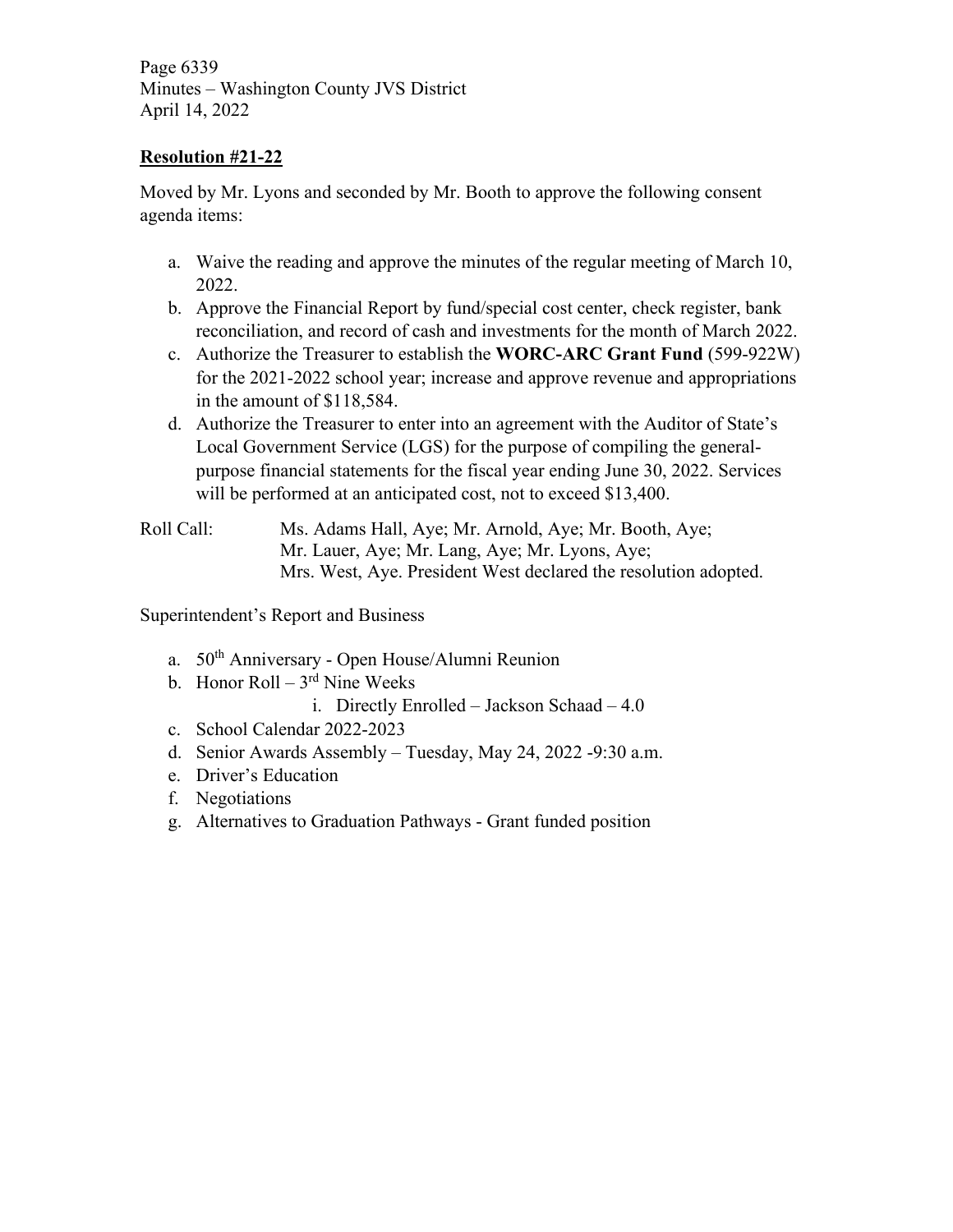**Resolution #21-22**

Moved by Mr. Lyons and seconded by Mr. Booth to approve the following consent agenda items:

a. Waive the reading and approve the minutes of the regular meeting of March 10, 2022.
b. Approve the Financial Report by fund/special cost center, check register, bank reconciliation, and record of cash and investments for the month of March 2022.
c. Authorize the Treasurer to establish the **WORC-ARC Grant Fund** (599-922W) for the 2021-2022 school year; increase and approve revenue and appropriations in the amount of $118,584.
d. Authorize the Treasurer to enter into an agreement with the Auditor of State's Local Government Service (LGS) for the purpose of compiling the general-purpose financial statements for the fiscal year ending June 30, 2022. Services will be performed at an anticipated cost, not to exceed $13,400.

Roll Call: Ms. Adams Hall, Aye; Mr. Arnold, Aye; Mr. Booth, Aye; Mr. Lauer, Aye; Mr. Lang, Aye; Mr. Lyons, Aye; Mrs. West, Aye. President West declared the resolution adopted.

Superintendent's Report and Business

a. 50th Anniversary - Open House/Alumni Reunion
b. Honor Roll – 3rd Nine Weeks
   i. Directly Enrolled – Jackson Schaad – 4.0
c. School Calendar 2022-2023
d. Senior Awards Assembly – Tuesday, May 24, 2022 -9:30 a.m.
e. Driver's Education
f. Negotiations
g. Alternatives to Graduation Pathways - Grant funded position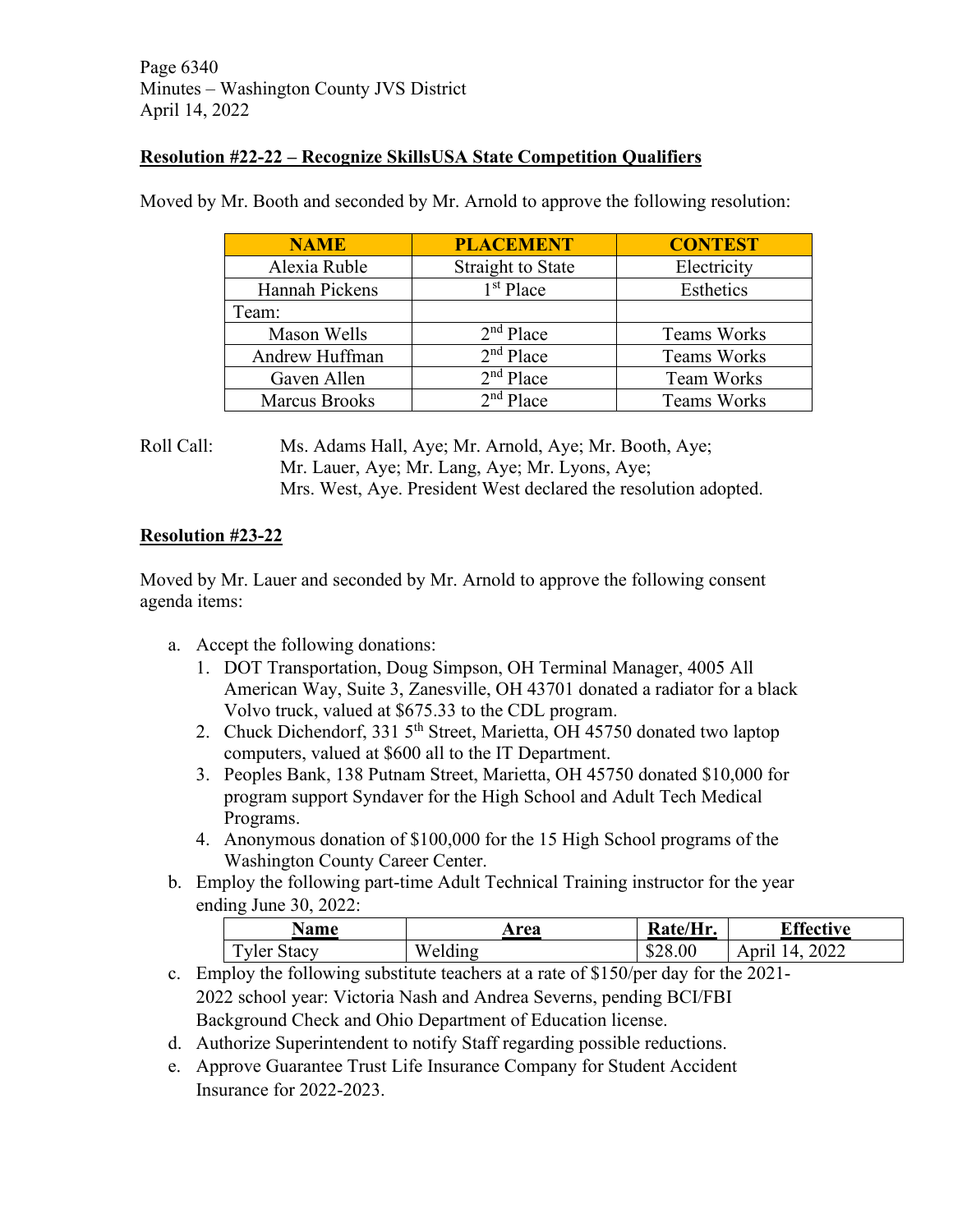**Resolution #22-22 – Recognize SkillsUSA State Competition Qualifiers**

Moved by Mr. Booth and seconded by Mr. Arnold to approve the following resolution:

| NAME | PLACEMENT | CONTEST |
|---|---|---|
| Alexia Ruble | Straight to State | Electricity |
| Hannah Pickens | 1st Place | Esthetics |
| Team: | | |
| Mason Wells | 2nd Place | Teams Works |
| Andrew Huffman | 2nd Place | Teams Works |
| Gaven Allen | 2nd Place | Team Works |
| Marcus Brooks | 2nd Place | Teams Works |

Roll Call: Ms. Adams Hall, Aye; Mr. Arnold, Aye; Mr. Booth, Aye; Mr. Lauer, Aye; Mr. Lang, Aye; Mr. Lyons, Aye; Mrs. West, Aye. President West declared the resolution adopted.

**Resolution #23-22**

Moved by Mr. Lauer and seconded by Mr. Arnold to approve the following consent agenda items:

a. Accept the following donations:
   1. DOT Transportation, Doug Simpson, OH Terminal Manager, 4005 All American Way, Suite 3, Zanesville, OH 43701 donated a radiator for a black Volvo truck, valued at $675.33 to the CDL program.
   2. Chuck Dichendorf, 331 5th Street, Marietta, OH 45750 donated two laptop computers, valued at $600 all to the IT Department.
   3. Peoples Bank, 138 Putnam Street, Marietta, OH 45750 donated $10,000 for program support Syndaver for the High School and Adult Tech Medical Programs.
   4. Anonymous donation of $100,000 for the 15 High School programs of the Washington County Career Center.

b. Employ the following part-time Adult Technical Training instructor for the year ending June 30, 2022:

| Name | Area | Rate/Hr. | Effective |
|---|---|---|---|
| Tyler Stacy | Welding | $28.00 | April 14, 2022 |

c. Employ the following substitute teachers at a rate of $150/per day for the 2021-2022 school year: Victoria Nash and Andrea Severns, pending BCI/FBI Background Check and Ohio Department of Education license.

d. Authorize Superintendent to notify Staff regarding possible reductions.

e. Approve Guarantee Trust Life Insurance Company for Student Accident Insurance for 2022-2023.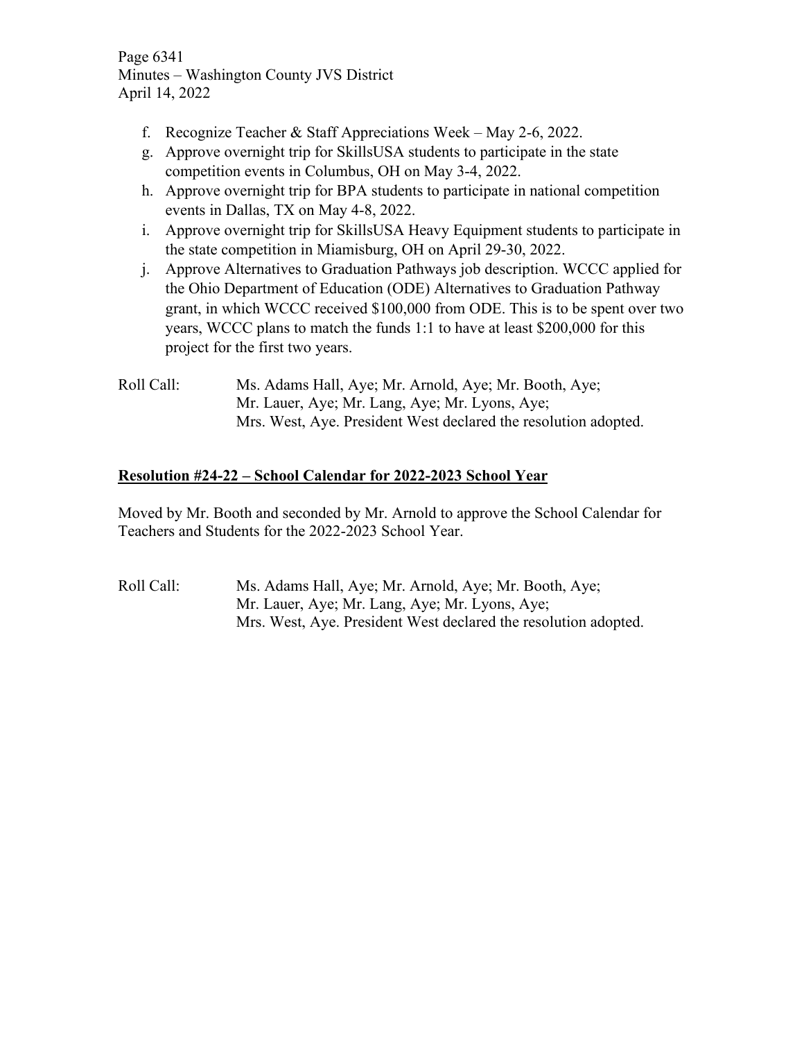f. Recognize Teacher & Staff Appreciations Week – May 2-6, 2022.
g. Approve overnight trip for SkillsUSA students to participate in the state competition events in Columbus, OH on May 3-4, 2022.
h. Approve overnight trip for BPA students to participate in national competition events in Dallas, TX on May 4-8, 2022.
i. Approve overnight trip for SkillsUSA Heavy Equipment students to participate in the state competition in Miamisburg, OH on April 29-30, 2022.
j. Approve Alternatives to Graduation Pathways job description. WCCC applied for the Ohio Department of Education (ODE) Alternatives to Graduation Pathway grant, in which WCCC received $100,000 from ODE. This is to be spent over two years, WCCC plans to match the funds 1:1 to have at least $200,000 for this project for the first two years.

Roll Call: Ms. Adams Hall, Aye; Mr. Arnold, Aye; Mr. Booth, Aye; Mr. Lauer, Aye; Mr. Lang, Aye; Mr. Lyons, Aye; Mrs. West, Aye. President West declared the resolution adopted.

**Resolution #24-22 – School Calendar for 2022-2023 School Year**

Moved by Mr. Booth and seconded by Mr. Arnold to approve the School Calendar for Teachers and Students for the 2022-2023 School Year.

Roll Call: Ms. Adams Hall, Aye; Mr. Arnold, Aye; Mr. Booth, Aye; Mr. Lauer, Aye; Mr. Lang, Aye; Mr. Lyons, Aye; Mrs. West, Aye. President West declared the resolution adopted.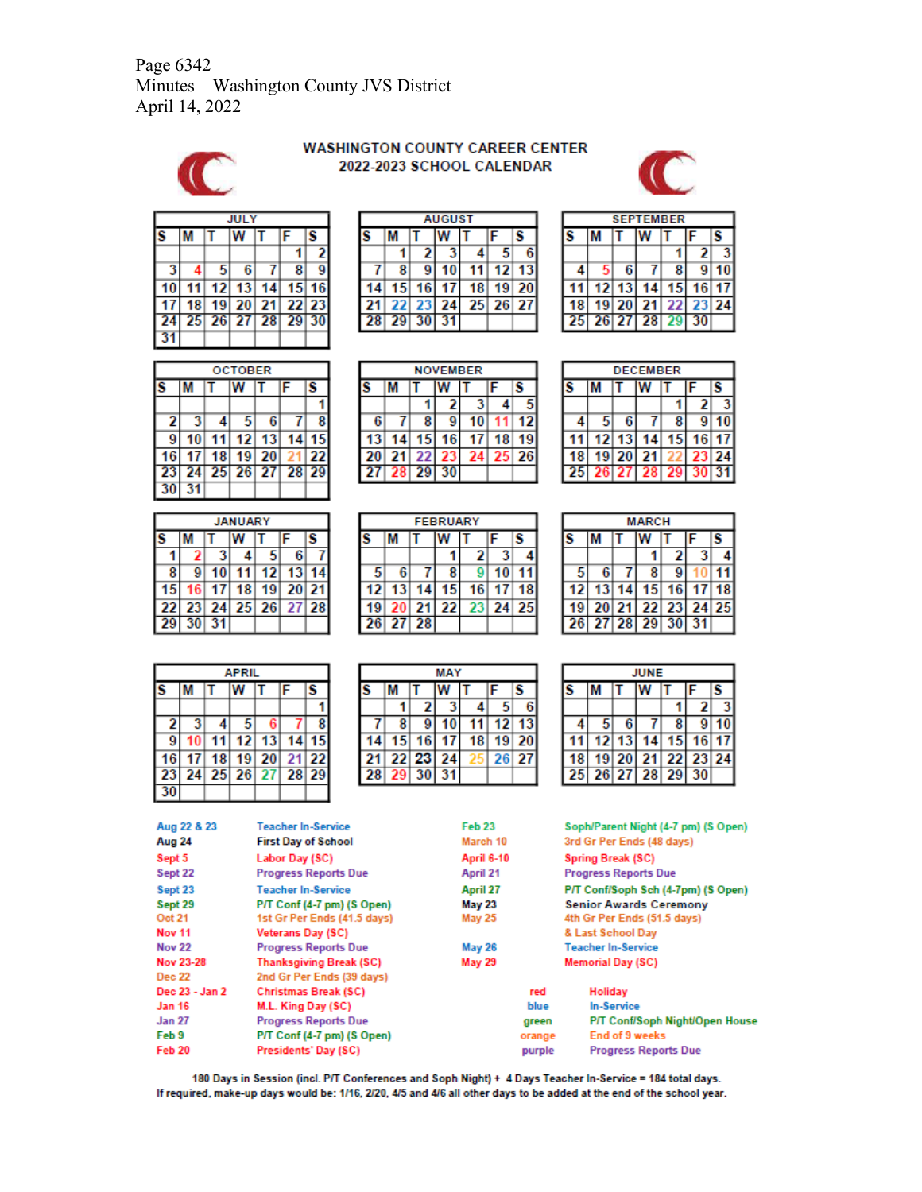Page 6342
Minutes – Washington County JVS District
April 14, 2022

## WASHINGTON COUNTY CAREER CENTER
## 2022-2023 SCHOOL CALENDAR

**JULY**

| S | M | T | W | T | F | S |
|---|---|---|---|---|---|---|
| | | | | | 1 | 2 |
| 3 | 4 | 5 | 6 | 7 | 8 | 9 |
| 10 | 11 | 12 | 13 | 14 | 15 | 16 |
| 17 | 18 | 19 | 20 | 21 | 22 | 23 |
| 24 | 25 | 26 | 27 | 28 | 29 | 30 |
| 31 | | | | | | |

**AUGUST**

| S | M | T | W | T | F | S |
|---|---|---|---|---|---|---|
| | 1 | 2 | 3 | 4 | 5 | 6 |
| 7 | 8 | 9 | 10 | 11 | 12 | 13 |
| 14 | 15 | 16 | 17 | 18 | 19 | 20 |
| 21 | 22 | 23 | 24 | 25 | 26 | 27 |
| 28 | 29 | 30 | 31 | | | |

**SEPTEMBER**

| S | M | T | W | T | F | S |
|---|---|---|---|---|---|---|
| | | | | 1 | 2 | 3 |
| 4 | 5 | 6 | 7 | 8 | 9 | 10 |
| 11 | 12 | 13 | 14 | 15 | 16 | 17 |
| 18 | 19 | 20 | 21 | 22 | 23 | 24 |
| 25 | 26 | 27 | 28 | 29 | 30 | |

**OCTOBER**

| S | M | T | W | T | F | S |
|---|---|---|---|---|---|---|
| | | | | | | 1 |
| 2 | 3 | 4 | 5 | 6 | 7 | 8 |
| 9 | 10 | 11 | 12 | 13 | 14 | 15 |
| 16 | 17 | 18 | 19 | 20 | 21 | 22 |
| 23 | 24 | 25 | 26 | 27 | 28 | 29 |
| 30 | 31 | | | | | |

**NOVEMBER**

| S | M | T | W | T | F | S |
|---|---|---|---|---|---|---|
| | | 1 | 2 | 3 | 4 | 5 |
| 6 | 7 | 8 | 9 | 10 | 11 | 12 |
| 13 | 14 | 15 | 16 | 17 | 18 | 19 |
| 20 | 21 | 22 | 23 | 24 | 25 | 26 |
| 27 | 28 | 29 | 30 | | | |

**DECEMBER**

| S | M | T | W | T | F | S |
|---|---|---|---|---|---|---|
| | | | | 1 | 2 | 3 |
| 4 | 5 | 6 | 7 | 8 | 9 | 10 |
| 11 | 12 | 13 | 14 | 15 | 16 | 17 |
| 18 | 19 | 20 | 21 | 22 | 23 | 24 |
| 25 | 26 | 27 | 28 | 29 | 30 | 31 |

**JANUARY**

| S | M | T | W | T | F | S |
|---|---|---|---|---|---|---|
| 1 | 2 | 3 | 4 | 5 | 6 | 7 |
| 8 | 9 | 10 | 11 | 12 | 13 | 14 |
| 15 | 16 | 17 | 18 | 19 | 20 | 21 |
| 22 | 23 | 24 | 25 | 26 | 27 | 28 |
| 29 | 30 | 31 | | | | |

**FEBRUARY**

| S | M | T | W | T | F | S |
|---|---|---|---|---|---|---|
| | | | 1 | 2 | 3 | 4 |
| 5 | 6 | 7 | 8 | 9 | 10 | 11 |
| 12 | 13 | 14 | 15 | 16 | 17 | 18 |
| 19 | 20 | 21 | 22 | 23 | 24 | 25 |
| 26 | 27 | 28 | | | | |

**MARCH**

| S | M | T | W | T | F | S |
|---|---|---|---|---|---|---|
| | | | 1 | 2 | 3 | 4 |
| 5 | 6 | 7 | 8 | 9 | 10 | 11 |
| 12 | 13 | 14 | 15 | 16 | 17 | 18 |
| 19 | 20 | 21 | 22 | 23 | 24 | 25 |
| 26 | 27 | 28 | 29 | 30 | 31 | |

**APRIL**

| S | M | T | W | T | F | S |
|---|---|---|---|---|---|---|
| | | | | | | 1 |
| 2 | 3 | 4 | 5 | 6 | 7 | 8 |
| 9 | 10 | 11 | 12 | 13 | 14 | 15 |
| 16 | 17 | 18 | 19 | 20 | 21 | 22 |
| 23 | 24 | 25 | 26 | 27 | 28 | 29 |
| 30 | | | | | | |

**MAY**

| S | M | T | W | T | F | S |
|---|---|---|---|---|---|---|
| | 1 | 2 | 3 | 4 | 5 | 6 |
| 7 | 8 | 9 | 10 | 11 | 12 | 13 |
| 14 | 15 | 16 | 17 | 18 | 19 | 20 |
| 21 | 22 | 23 | 24 | 25 | 26 | 27 |
| 28 | 29 | 30 | 31 | | | |

**JUNE**

| S | M | T | W | T | F | S |
|---|---|---|---|---|---|---|
| | | | | 1 | 2 | 3 |
| 4 | 5 | 6 | 7 | 8 | 9 | 10 |
| 11 | 12 | 13 | 14 | 15 | 16 | 17 |
| 18 | 19 | 20 | 21 | 22 | 23 | 24 |
| 25 | 26 | 27 | 28 | 29 | 30 | |

| Date | Event |
|---|---|
| Aug 22 & 23 | Teacher In-Service |
| Aug 24 | First Day of School |
| Sept 5 | Labor Day (SC) |
| Sept 22 | Progress Reports Due |
| Sept 23 | Teacher In-Service |
| Sept 29 | P/T Conf (4-7 pm) (S Open) |
| Oct 21 | 1st Gr Per Ends (41.5 days) |
| Nov 11 | Veterans Day (SC) |
| Nov 22 | Progress Reports Due |
| Nov 23-28 | Thanksgiving Break (SC) |
| Dec 22 | 2nd Gr Per Ends (39 days) |
| Dec 23 - Jan 2 | Christmas Break (SC) |
| Jan 16 | M.L. King Day (SC) |
| Jan 27 | Progress Reports Due |
| Feb 9 | P/T Conf (4-7 pm) (S Open) |
| Feb 20 | Presidents' Day (SC) |
| Feb 23 | Soph/Parent Night (4-7 pm) (S Open) |
| March 10 | 3rd Gr Per Ends (48 days) |
| April 6-10 | Spring Break (SC) |
| April 21 | Progress Reports Due |
| April 27 | P/T Conf/Soph Sch (4-7pm) (S Open) |
| May 23 | Senior Awards Ceremony |
| May 25 | 4th Gr Per Ends (51.5 days) & Last School Day |
| May 26 | Teacher In-Service |
| May 29 | Memorial Day (SC) |

| Color | Meaning |
|---|---|
| red | Holiday |
| blue | In-Service |
| green | P/T Conf/Soph Night/Open House |
| orange | End of 9 weeks |
| purple | Progress Reports Due |

180 Days in Session (incl. P/T Conferences and Soph Night) + 4 Days Teacher In-Service = 184 total days.
If required, make-up days would be: 1/16, 2/20, 4/5 and 4/6 all other days to be added at the end of the school year.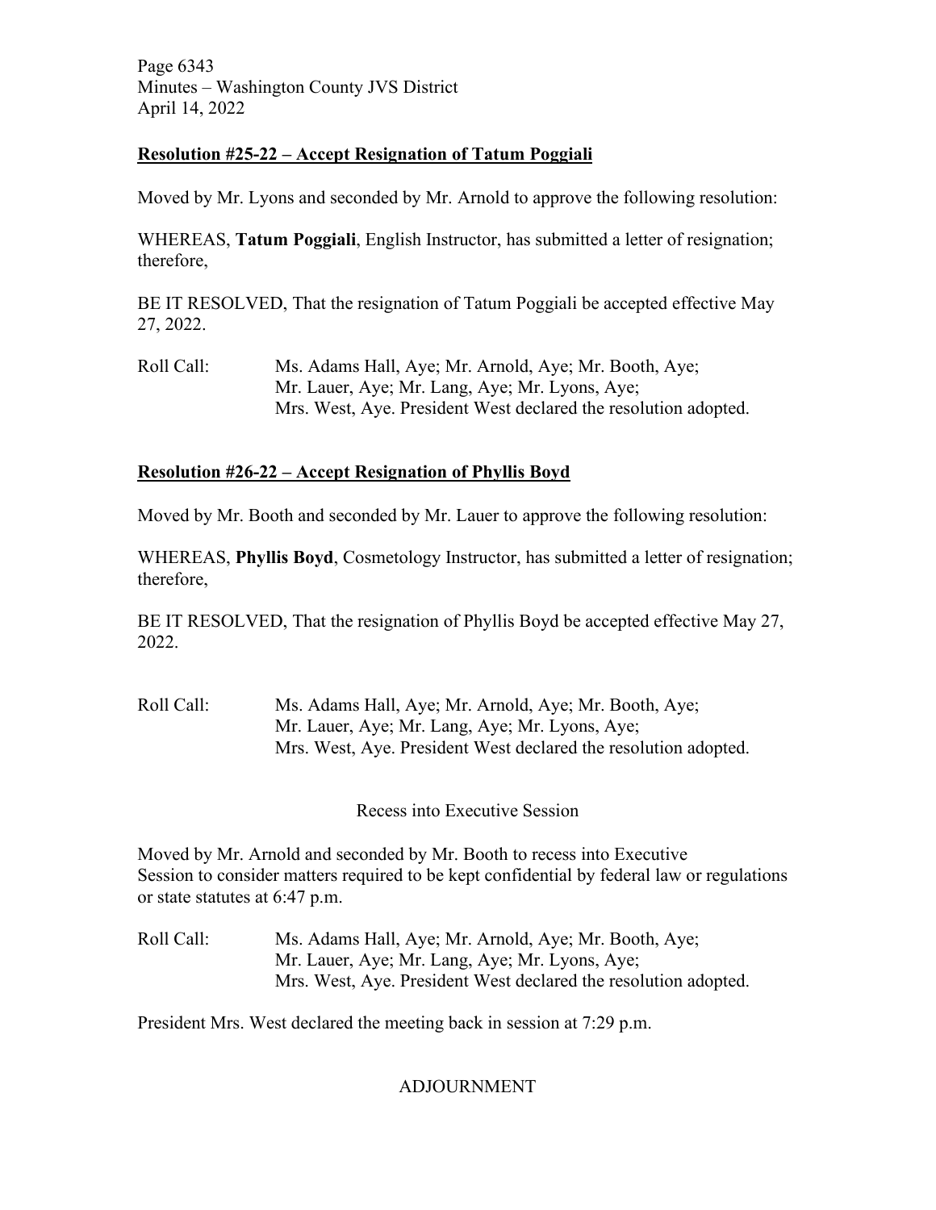### Resolution #25-22 – Accept Resignation of Tatum Poggiali

Moved by Mr. Lyons and seconded by Mr. Arnold to approve the following resolution:

WHEREAS, **Tatum Poggiali**, English Instructor, has submitted a letter of resignation; therefore,

BE IT RESOLVED, That the resignation of Tatum Poggiali be accepted effective May 27, 2022.

Roll Call: Ms. Adams Hall, Aye; Mr. Arnold, Aye; Mr. Booth, Aye; Mr. Lauer, Aye; Mr. Lang, Aye; Mr. Lyons, Aye; Mrs. West, Aye. President West declared the resolution adopted.

### Resolution #26-22 – Accept Resignation of Phyllis Boyd

Moved by Mr. Booth and seconded by Mr. Lauer to approve the following resolution:

WHEREAS, **Phyllis Boyd**, Cosmetology Instructor, has submitted a letter of resignation; therefore,

BE IT RESOLVED, That the resignation of Phyllis Boyd be accepted effective May 27, 2022.

Roll Call: Ms. Adams Hall, Aye; Mr. Arnold, Aye; Mr. Booth, Aye; Mr. Lauer, Aye; Mr. Lang, Aye; Mr. Lyons, Aye; Mrs. West, Aye. President West declared the resolution adopted.

Recess into Executive Session

Moved by Mr. Arnold and seconded by Mr. Booth to recess into Executive Session to consider matters required to be kept confidential by federal law or regulations or state statutes at 6:47 p.m.

Roll Call: Ms. Adams Hall, Aye; Mr. Arnold, Aye; Mr. Booth, Aye; Mr. Lauer, Aye; Mr. Lang, Aye; Mr. Lyons, Aye; Mrs. West, Aye. President West declared the resolution adopted.

President Mrs. West declared the meeting back in session at 7:29 p.m.

ADJOURNMENT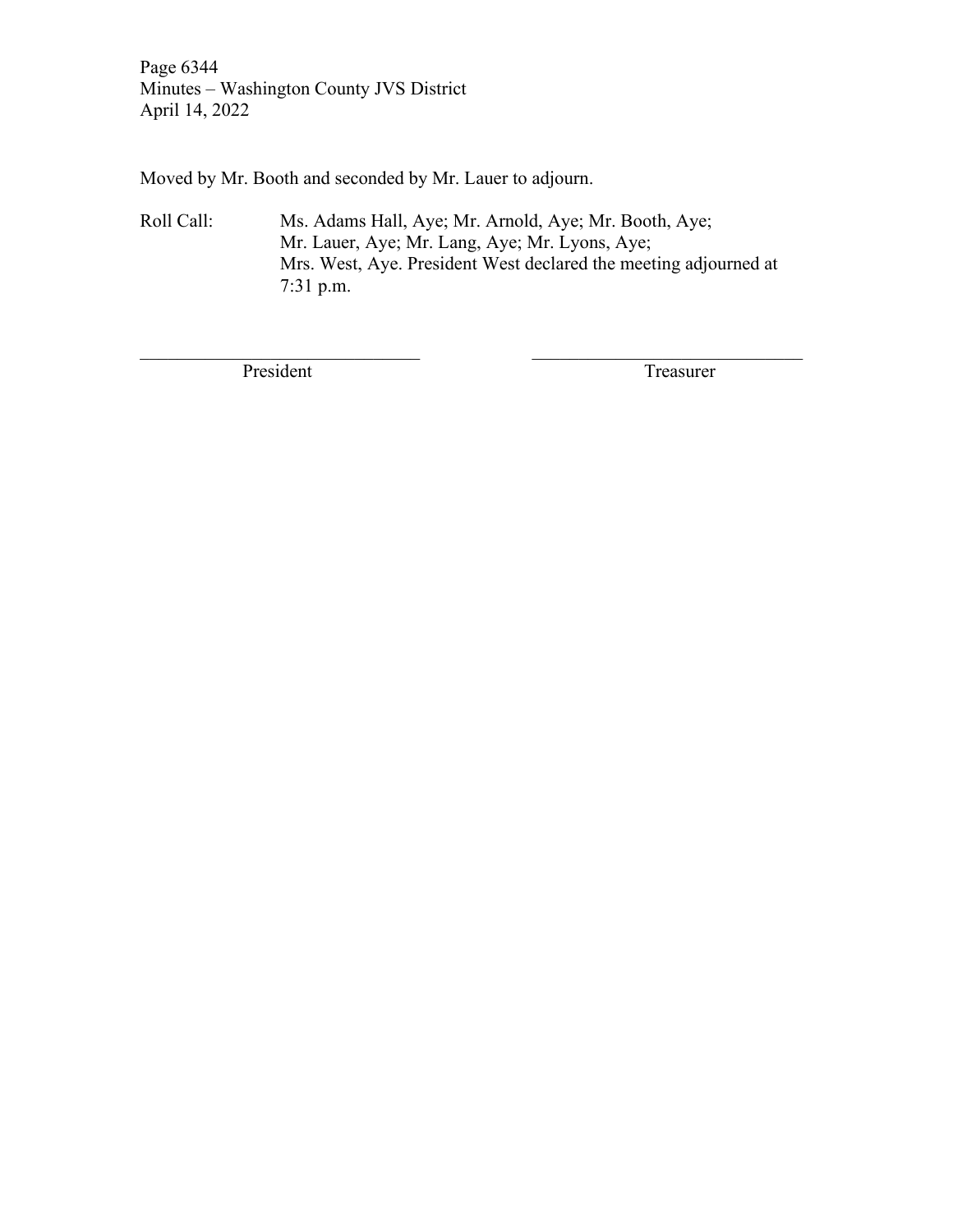Moved by Mr. Booth and seconded by Mr. Lauer to adjourn.

Roll Call: Ms. Adams Hall, Aye; Mr. Arnold, Aye; Mr. Booth, Aye; Mr. Lauer, Aye; Mr. Lang, Aye; Mr. Lyons, Aye; Mrs. West, Aye. President West declared the meeting adjourned at 7:31 p.m.

| | |
|---|---|
| _______________________________ | _______________________________ |
| President | Treasurer |